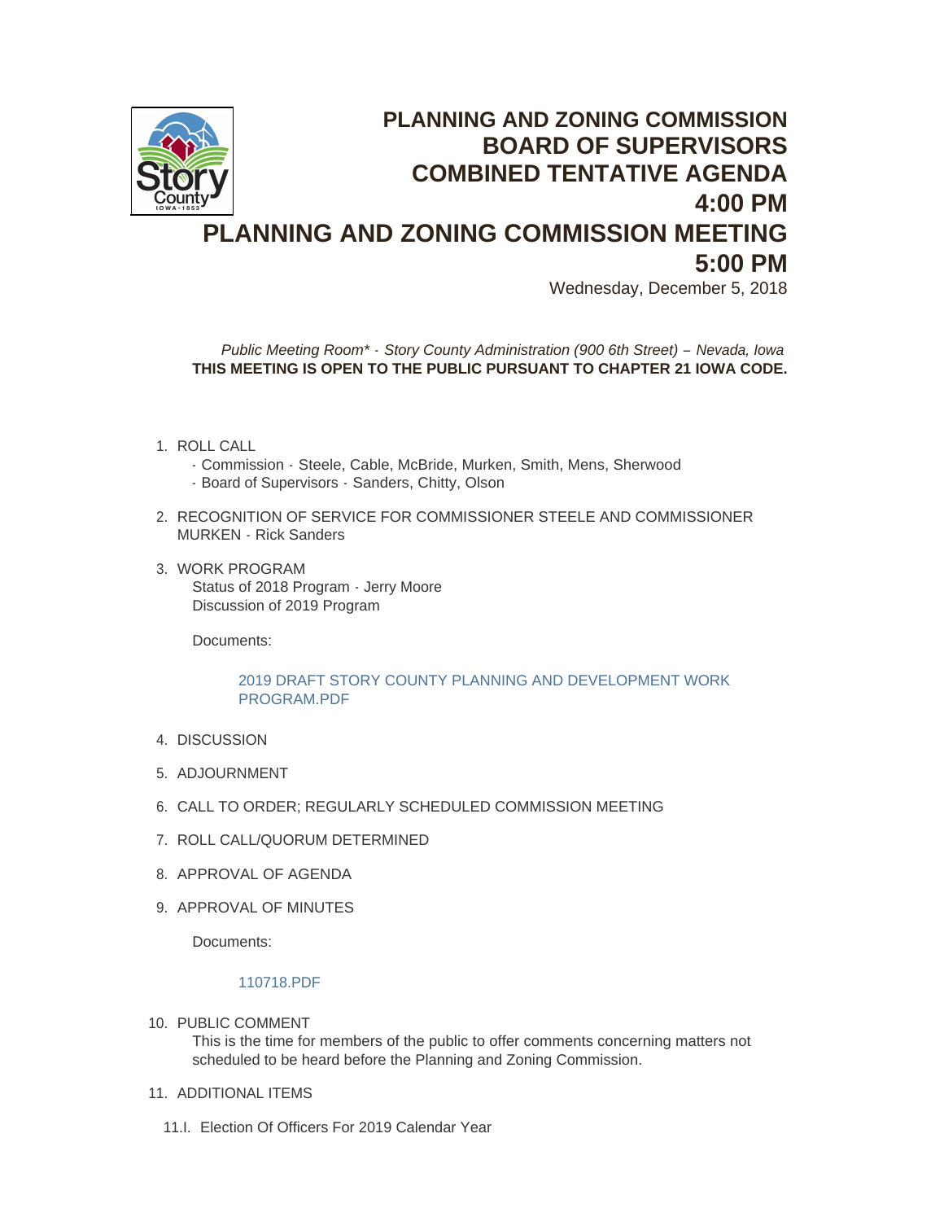# PLANNING AND ZONING COMMISSION
# BOARD OF SUPERVISORS
# COMBINED TENTATIVE AGENDA
# 4:00 PM
# PLANNING AND ZONING COMMISSION MEETING
# 5:00 PM

Wednesday, December 5, 2018

*Public Meeting Room\* - Story County Administration (900 6th Street) – Nevada, Iowa*

**THIS MEETING IS OPEN TO THE PUBLIC PURSUANT TO CHAPTER 21 IOWA CODE.**

1. ROLL CALL
   - Commission - Steele, Cable, McBride, Murken, Smith, Mens, Sherwood
   - Board of Supervisors - Sanders, Chitty, Olson
2. RECOGNITION OF SERVICE FOR COMMISSIONER STEELE AND COMMISSIONER MURKEN - Rick Sanders
3. WORK PROGRAM
   Status of 2018 Program - Jerry Moore
   Discussion of 2019 Program

   Documents:

   2019 DRAFT STORY COUNTY PLANNING AND DEVELOPMENT WORK PROGRAM.PDF
4. DISCUSSION
5. ADJOURNMENT
6. CALL TO ORDER; REGULARLY SCHEDULED COMMISSION MEETING
7. ROLL CALL/QUORUM DETERMINED
8. APPROVAL OF AGENDA
9. APPROVAL OF MINUTES

   Documents:

   110718.PDF
10. PUBLIC COMMENT
    This is the time for members of the public to offer comments concerning matters not scheduled to be heard before the Planning and Zoning Commission.
11. ADDITIONAL ITEMS

    11.I. Election Of Officers For 2019 Calendar Year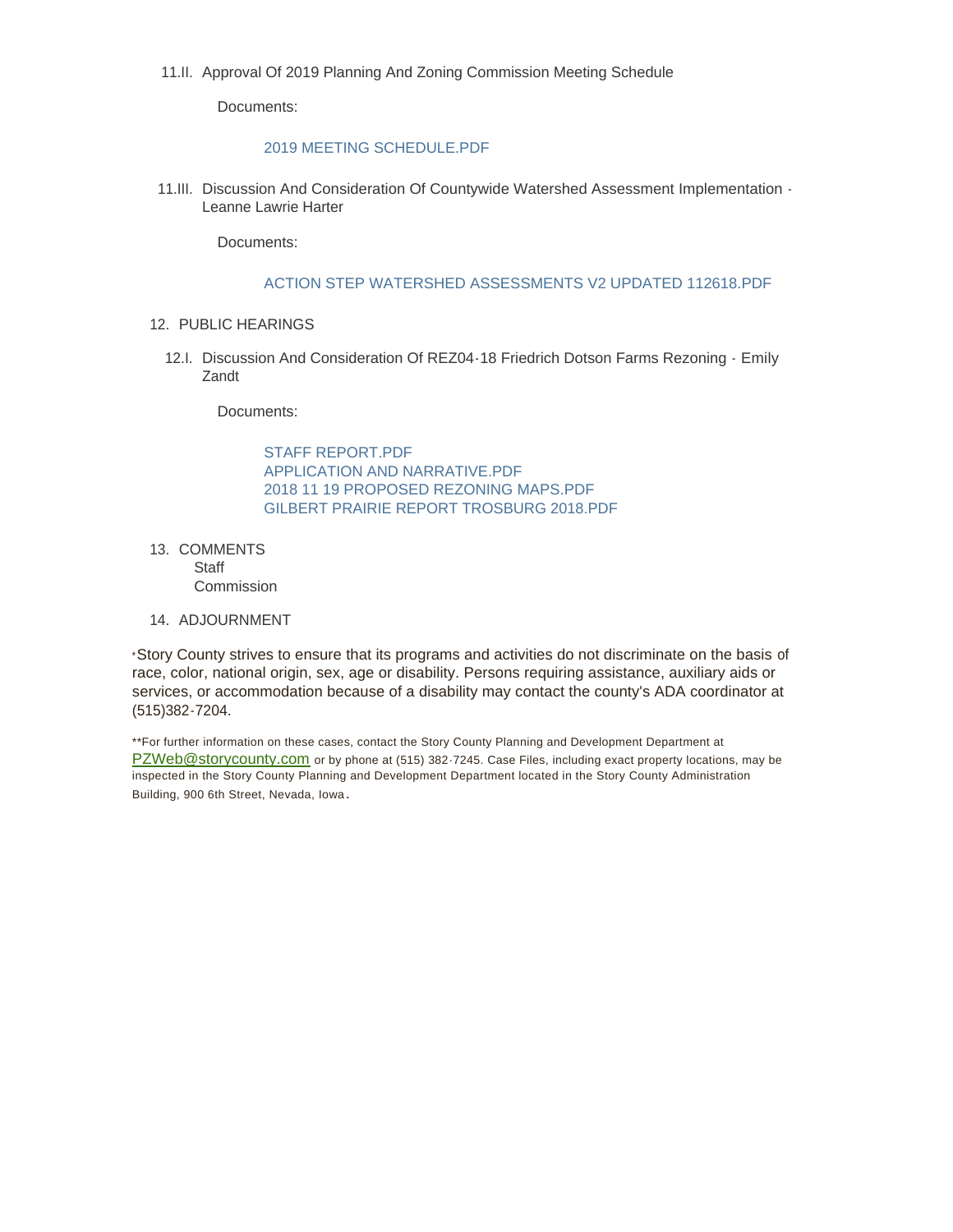11.II. Approval Of 2019 Planning And Zoning Commission Meeting Schedule

Documents:

2019 MEETING SCHEDULE.PDF

11.III. Discussion And Consideration Of Countywide Watershed Assessment Implementation - Leanne Lawrie Harter

Documents:

ACTION STEP WATERSHED ASSESSMENTS V2 UPDATED 112618.PDF

12. PUBLIC HEARINGS

12.I. Discussion And Consideration Of REZ04-18 Friedrich Dotson Farms Rezoning - Emily Zandt

Documents:

STAFF REPORT.PDF
APPLICATION AND NARRATIVE.PDF
2018 11 19 PROPOSED REZONING MAPS.PDF
GILBERT PRAIRIE REPORT TROSBURG 2018.PDF

13. COMMENTS
    Staff
    Commission

14. ADJOURNMENT

*Story County strives to ensure that its programs and activities do not discriminate on the basis of race, color, national origin, sex, age or disability. Persons requiring assistance, auxiliary aids or services, or accommodation because of a disability may contact the county's ADA coordinator at (515)382-7204.

**For further information on these cases, contact the Story County Planning and Development Department at PZWeb@storycounty.com or by phone at (515) 382-7245. Case Files, including exact property locations, may be inspected in the Story County Planning and Development Department located in the Story County Administration Building, 900 6th Street, Nevada, Iowa.